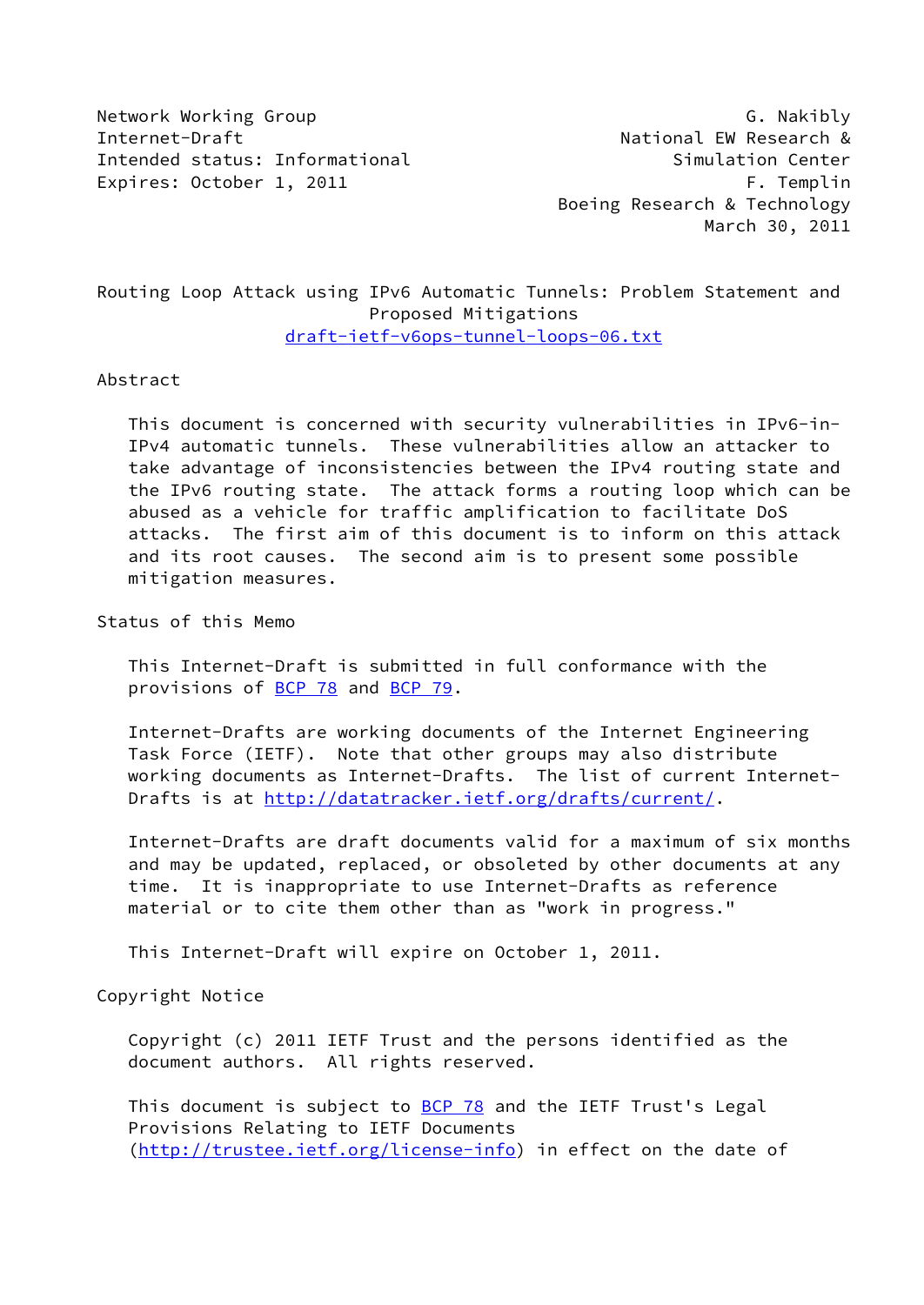Network Working Group G. Nakibly
Internet-Draft National EW Research &
Intended status: Informational Simulation Center
Expires: October 1, 2011 F. Templin
Boeing Research & Technology
March 30, 2011

# Routing Loop Attack using IPv6 Automatic Tunnels: Problem Statement and Proposed Mitigations

draft-ietf-v6ops-tunnel-loops-06.txt

## Abstract

This document is concerned with security vulnerabilities in IPv6-in-IPv4 automatic tunnels. These vulnerabilities allow an attacker to take advantage of inconsistencies between the IPv4 routing state and the IPv6 routing state. The attack forms a routing loop which can be abused as a vehicle for traffic amplification to facilitate DoS attacks. The first aim of this document is to inform on this attack and its root causes. The second aim is to present some possible mitigation measures.

## Status of this Memo

This Internet-Draft is submitted in full conformance with the provisions of BCP 78 and BCP 79.

Internet-Drafts are working documents of the Internet Engineering Task Force (IETF). Note that other groups may also distribute working documents as Internet-Drafts. The list of current Internet-Drafts is at http://datatracker.ietf.org/drafts/current/.

Internet-Drafts are draft documents valid for a maximum of six months and may be updated, replaced, or obsoleted by other documents at any time. It is inappropriate to use Internet-Drafts as reference material or to cite them other than as "work in progress."

This Internet-Draft will expire on October 1, 2011.

## Copyright Notice

Copyright (c) 2011 IETF Trust and the persons identified as the document authors. All rights reserved.

This document is subject to BCP 78 and the IETF Trust's Legal Provisions Relating to IETF Documents (http://trustee.ietf.org/license-info) in effect on the date of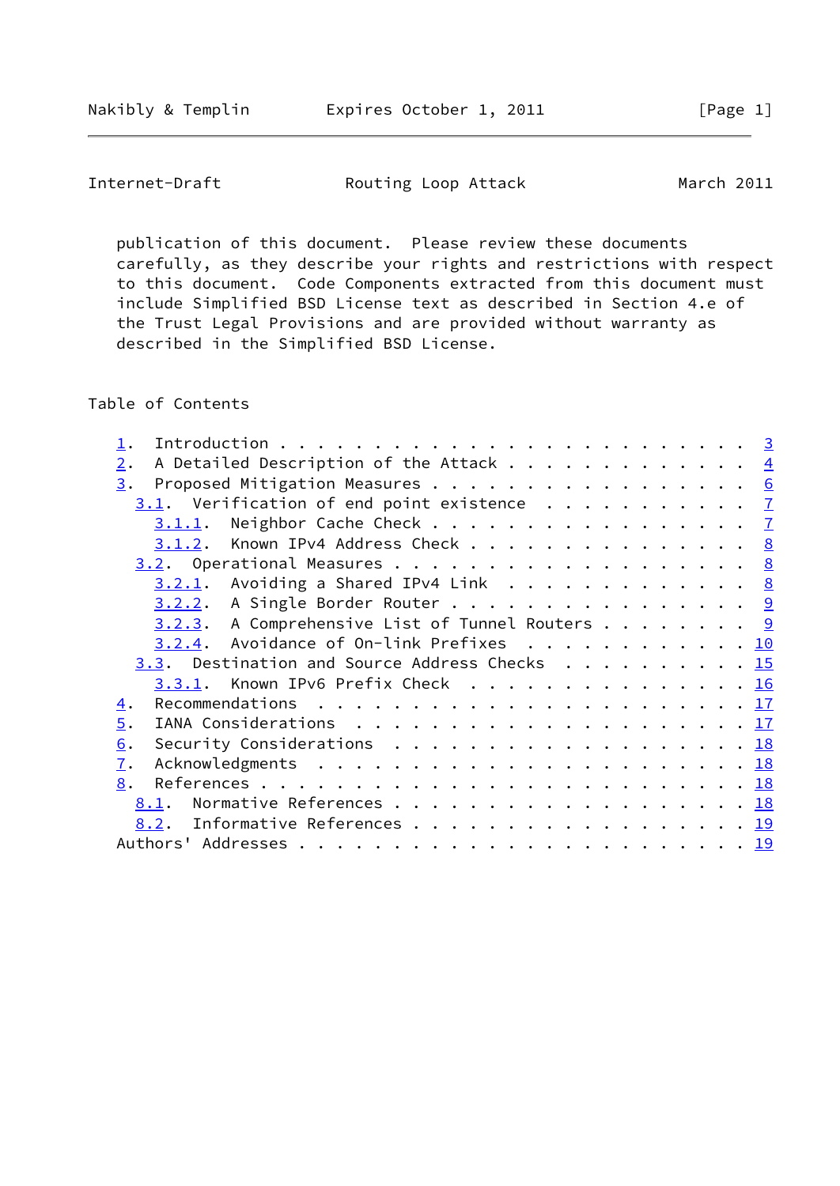publication of this document. Please review these documents carefully, as they describe your rights and restrictions with respect to this document. Code Components extracted from this document must include Simplified BSD License text as described in Section 4.e of the Trust Legal Provisions and are provided without warranty as described in the Simplified BSD License.

## Table of Contents

```
   1.  Introduction . . . . . . . . . . . . . . . . . . . . . . . .   3
   2.  A Detailed Description of the Attack . . . . . . . . . . . .   4
   3.  Proposed Mitigation Measures . . . . . . . . . . . . . . . .   6
     3.1.  Verification of end point existence  . . . . . . . . . .   7
       3.1.1.  Neighbor Cache Check . . . . . . . . . . . . . . . .   7
       3.1.2.  Known IPv4 Address Check . . . . . . . . . . . . . .   8
     3.2.  Operational Measures . . . . . . . . . . . . . . . . . .   8
       3.2.1.  Avoiding a Shared IPv4 Link  . . . . . . . . . . . .   8
       3.2.2.  A Single Border Router . . . . . . . . . . . . . . .   9
       3.2.3.  A Comprehensive List of Tunnel Routers . . . . . . .   9
       3.2.4.  Avoidance of On-link Prefixes  . . . . . . . . . . .  10
     3.3.  Destination and Source Address Checks  . . . . . . . . .  15
       3.3.1.  Known IPv6 Prefix Check  . . . . . . . . . . . . . .  16
   4.  Recommendations  . . . . . . . . . . . . . . . . . . . . . .  17
   5.  IANA Considerations  . . . . . . . . . . . . . . . . . . . .  17
   6.  Security Considerations  . . . . . . . . . . . . . . . . . .  18
   7.  Acknowledgments  . . . . . . . . . . . . . . . . . . . . . .  18
   8.  References . . . . . . . . . . . . . . . . . . . . . . . . .  18
     8.1.  Normative References . . . . . . . . . . . . . . . . . .  18
     8.2.  Informative References . . . . . . . . . . . . . . . . .  19
   Authors' Addresses . . . . . . . . . . . . . . . . . . . . . . .  19
```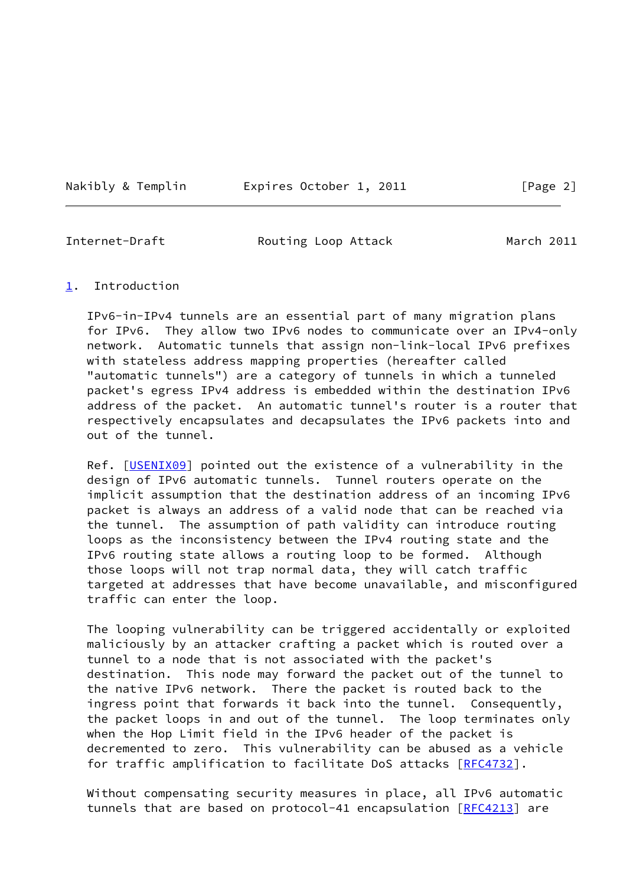## 1. Introduction

IPv6-in-IPv4 tunnels are an essential part of many migration plans for IPv6. They allow two IPv6 nodes to communicate over an IPv4-only network. Automatic tunnels that assign non-link-local IPv6 prefixes with stateless address mapping properties (hereafter called "automatic tunnels") are a category of tunnels in which a tunneled packet's egress IPv4 address is embedded within the destination IPv6 address of the packet. An automatic tunnel's router is a router that respectively encapsulates and decapsulates the IPv6 packets into and out of the tunnel.

Ref. [USENIX09] pointed out the existence of a vulnerability in the design of IPv6 automatic tunnels. Tunnel routers operate on the implicit assumption that the destination address of an incoming IPv6 packet is always an address of a valid node that can be reached via the tunnel. The assumption of path validity can introduce routing loops as the inconsistency between the IPv4 routing state and the IPv6 routing state allows a routing loop to be formed. Although those loops will not trap normal data, they will catch traffic targeted at addresses that have become unavailable, and misconfigured traffic can enter the loop.

The looping vulnerability can be triggered accidentally or exploited maliciously by an attacker crafting a packet which is routed over a tunnel to a node that is not associated with the packet's destination. This node may forward the packet out of the tunnel to the native IPv6 network. There the packet is routed back to the ingress point that forwards it back into the tunnel. Consequently, the packet loops in and out of the tunnel. The loop terminates only when the Hop Limit field in the IPv6 header of the packet is decremented to zero. This vulnerability can be abused as a vehicle for traffic amplification to facilitate DoS attacks [RFC4732].

Without compensating security measures in place, all IPv6 automatic tunnels that are based on protocol-41 encapsulation [RFC4213] are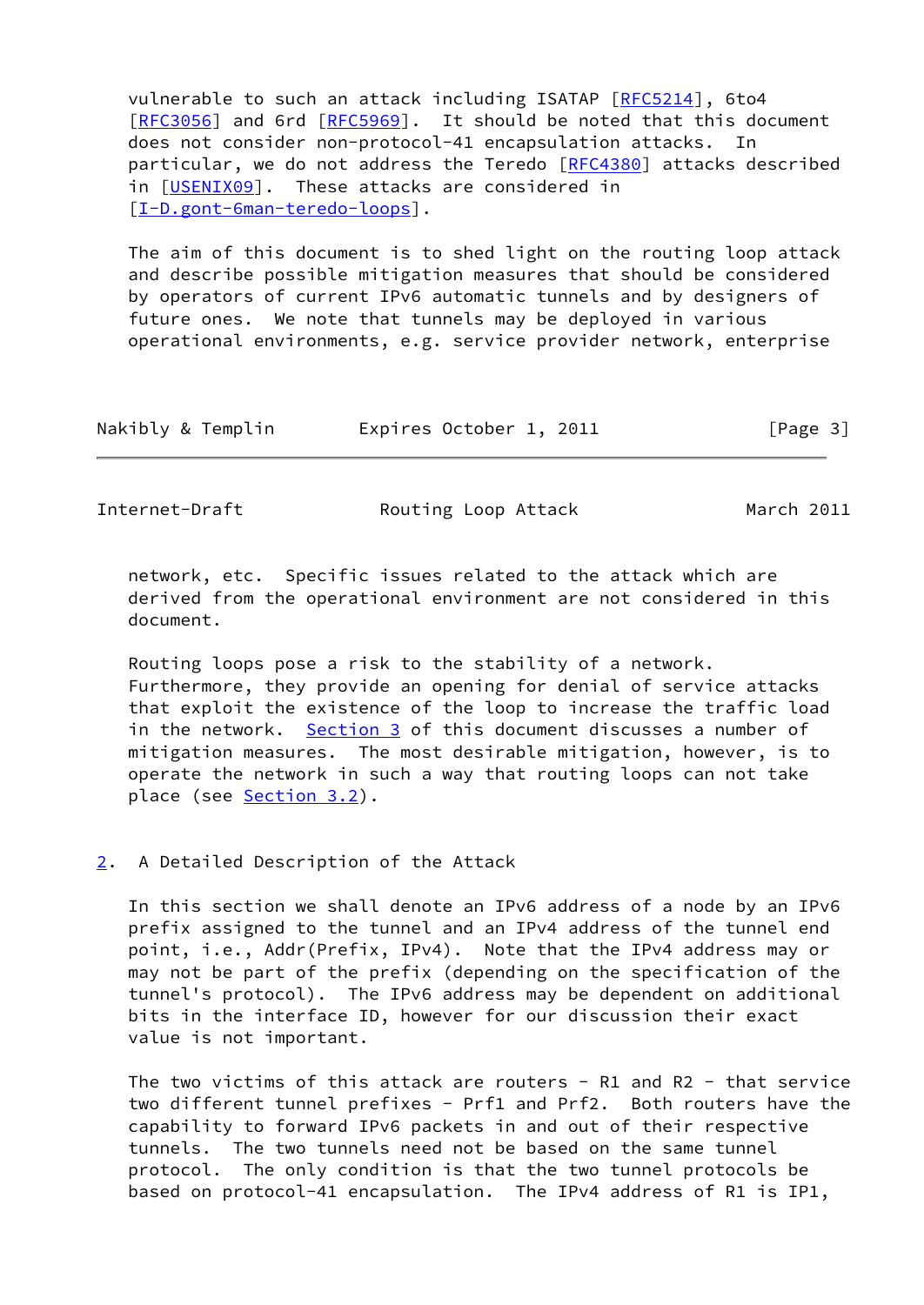vulnerable to such an attack including ISATAP [RFC5214], 6to4 [RFC3056] and 6rd [RFC5969]. It should be noted that this document does not consider non-protocol-41 encapsulation attacks. In particular, we do not address the Teredo [RFC4380] attacks described in [USENIX09]. These attacks are considered in [I-D.gont-6man-teredo-loops].

The aim of this document is to shed light on the routing loop attack and describe possible mitigation measures that should be considered by operators of current IPv6 automatic tunnels and by designers of future ones. We note that tunnels may be deployed in various operational environments, e.g. service provider network, enterprise network, etc. Specific issues related to the attack which are derived from the operational environment are not considered in this document.

Routing loops pose a risk to the stability of a network. Furthermore, they provide an opening for denial of service attacks that exploit the existence of the loop to increase the traffic load in the network. Section 3 of this document discusses a number of mitigation measures. The most desirable mitigation, however, is to operate the network in such a way that routing loops can not take place (see Section 3.2).

## 2. A Detailed Description of the Attack

In this section we shall denote an IPv6 address of a node by an IPv6 prefix assigned to the tunnel and an IPv4 address of the tunnel end point, i.e., Addr(Prefix, IPv4). Note that the IPv4 address may or may not be part of the prefix (depending on the specification of the tunnel's protocol). The IPv6 address may be dependent on additional bits in the interface ID, however for our discussion their exact value is not important.

The two victims of this attack are routers - R1 and R2 - that service two different tunnel prefixes - Prf1 and Prf2. Both routers have the capability to forward IPv6 packets in and out of their respective tunnels. The two tunnels need not be based on the same tunnel protocol. The only condition is that the two tunnel protocols be based on protocol-41 encapsulation. The IPv4 address of R1 is IP1,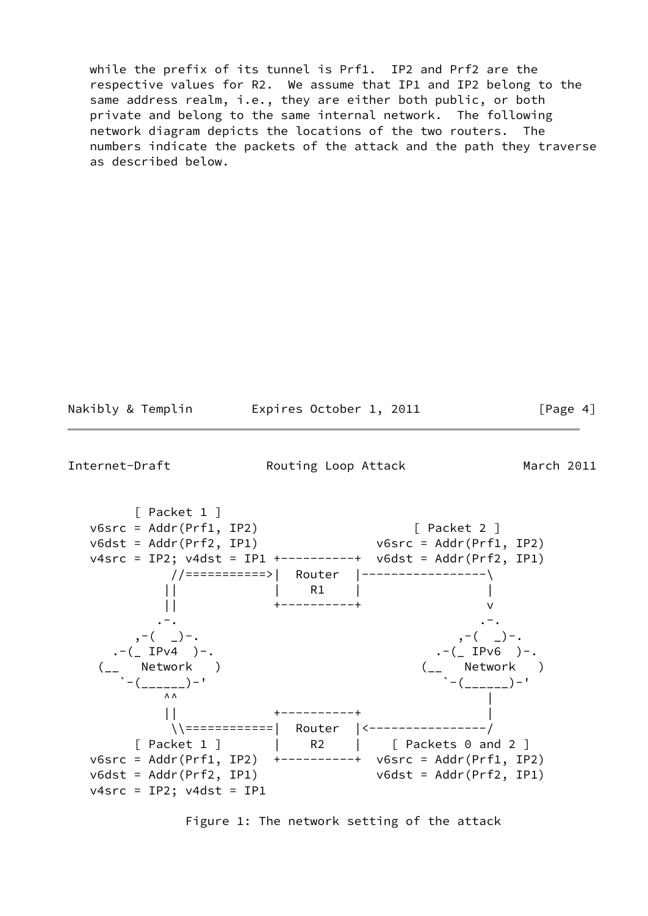while the prefix of its tunnel is Prf1. IP2 and Prf2 are the respective values for R2. We assume that IP1 and IP2 belong to the same address realm, i.e., they are either both public, or both private and belong to the same internal network. The following network diagram depicts the locations of the two routers. The numbers indicate the packets of the attack and the path they traverse as described below.

```
      [ Packet 1 ]
   v6src = Addr(Prf1, IP2)                   [ Packet 2 ]
   v6dst = Addr(Prf2, IP1)              v6src = Addr(Prf1, IP2)
   v4src = IP2; v4dst = IP1 +----------+  v6dst = Addr(Prf2, IP1)
            //===========>|  Router  |-----------------\
           ||             |    R1    |                 |
           ||             +----------+                 v
          .-.                                         .-.
       ,-(  _)-.                                   ,-(  _)-.
    .-(_ IPv4  )-.                              .-(_ IPv6  )-.
   (__   Network   )                           (__   Network   )
      `-(______)-'                                `-(______)-'
           ^^                                          |
           ||             +----------+                 |
            \\============|  Router  |<----------------/
      [ Packet 1 ]        |    R2    |    [ Packets 0 and 2 ]
   v6src = Addr(Prf1, IP2)  +----------+  v6src = Addr(Prf1, IP2)
   v6dst = Addr(Prf2, IP1)              v6dst = Addr(Prf2, IP1)
   v4src = IP2; v4dst = IP1
```

Figure 1: The network setting of the attack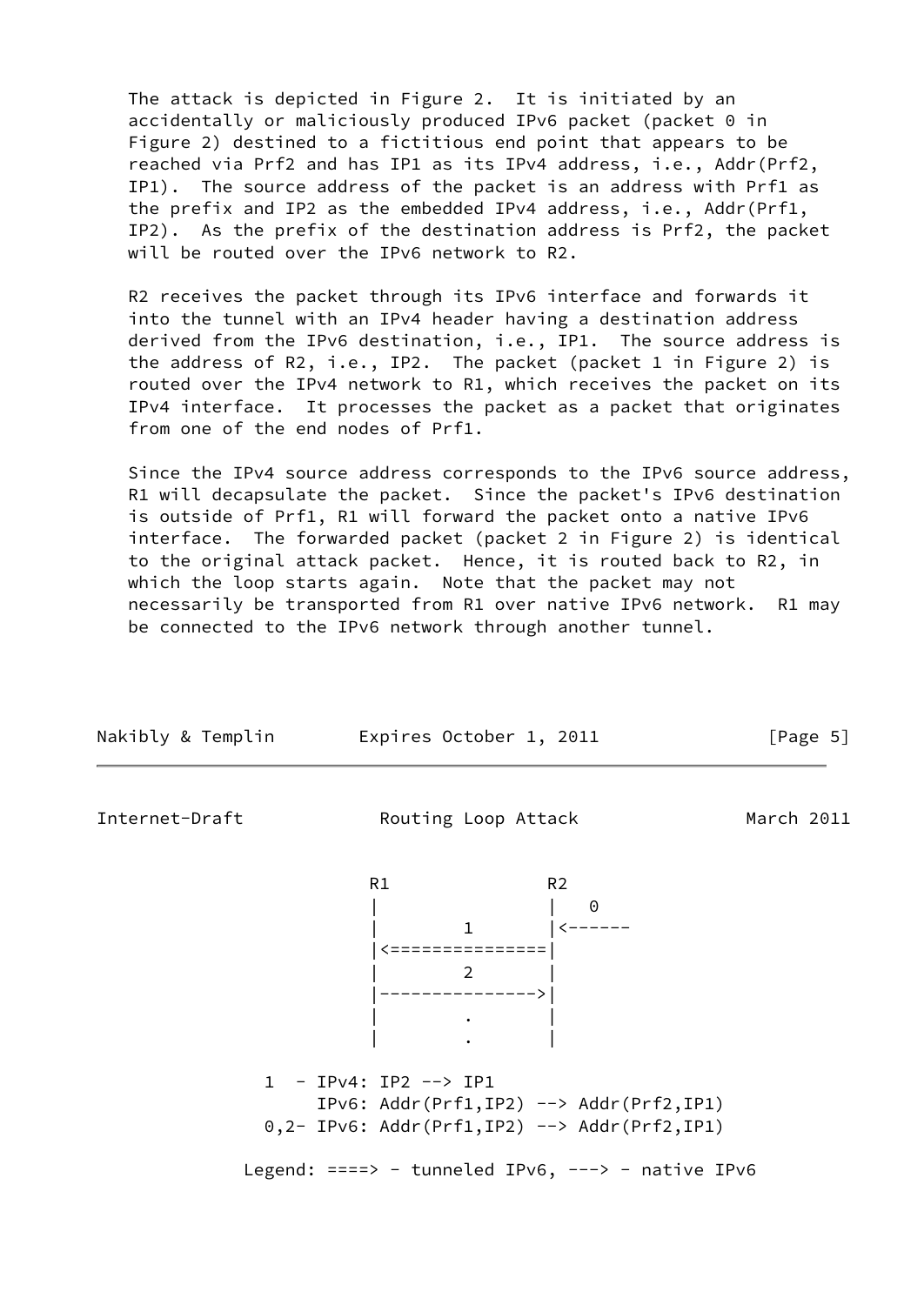The attack is depicted in Figure 2. It is initiated by an accidentally or maliciously produced IPv6 packet (packet 0 in Figure 2) destined to a fictitious end point that appears to be reached via Prf2 and has IP1 as its IPv4 address, i.e., Addr(Prf2, IP1). The source address of the packet is an address with Prf1 as the prefix and IP2 as the embedded IPv4 address, i.e., Addr(Prf1, IP2). As the prefix of the destination address is Prf2, the packet will be routed over the IPv6 network to R2.

R2 receives the packet through its IPv6 interface and forwards it into the tunnel with an IPv4 header having a destination address derived from the IPv6 destination, i.e., IP1. The source address is the address of R2, i.e., IP2. The packet (packet 1 in Figure 2) is routed over the IPv4 network to R1, which receives the packet on its IPv4 interface. It processes the packet as a packet that originates from one of the end nodes of Prf1.

Since the IPv4 source address corresponds to the IPv6 source address, R1 will decapsulate the packet. Since the packet's IPv6 destination is outside of Prf1, R1 will forward the packet onto a native IPv6 interface. The forwarded packet (packet 2 in Figure 2) is identical to the original attack packet. Hence, it is routed back to R2, in which the loop starts again. Note that the packet may not necessarily be transported from R1 over native IPv6 network. R1 may be connected to the IPv6 network through another tunnel.

```
                  R1              R2
                  |               |   0
                  |       1       |<------
                  |<==============|
                  |       2       |
                  |-------------->|
                  |       .       |
                  |       .       |

            1  - IPv4: IP2 --> IP1
                 IPv6: Addr(Prf1,IP2) --> Addr(Prf2,IP1)
            0,2- IPv6: Addr(Prf1,IP2) --> Addr(Prf2,IP1)

           Legend: ====> - tunneled IPv6, ---> - native IPv6
```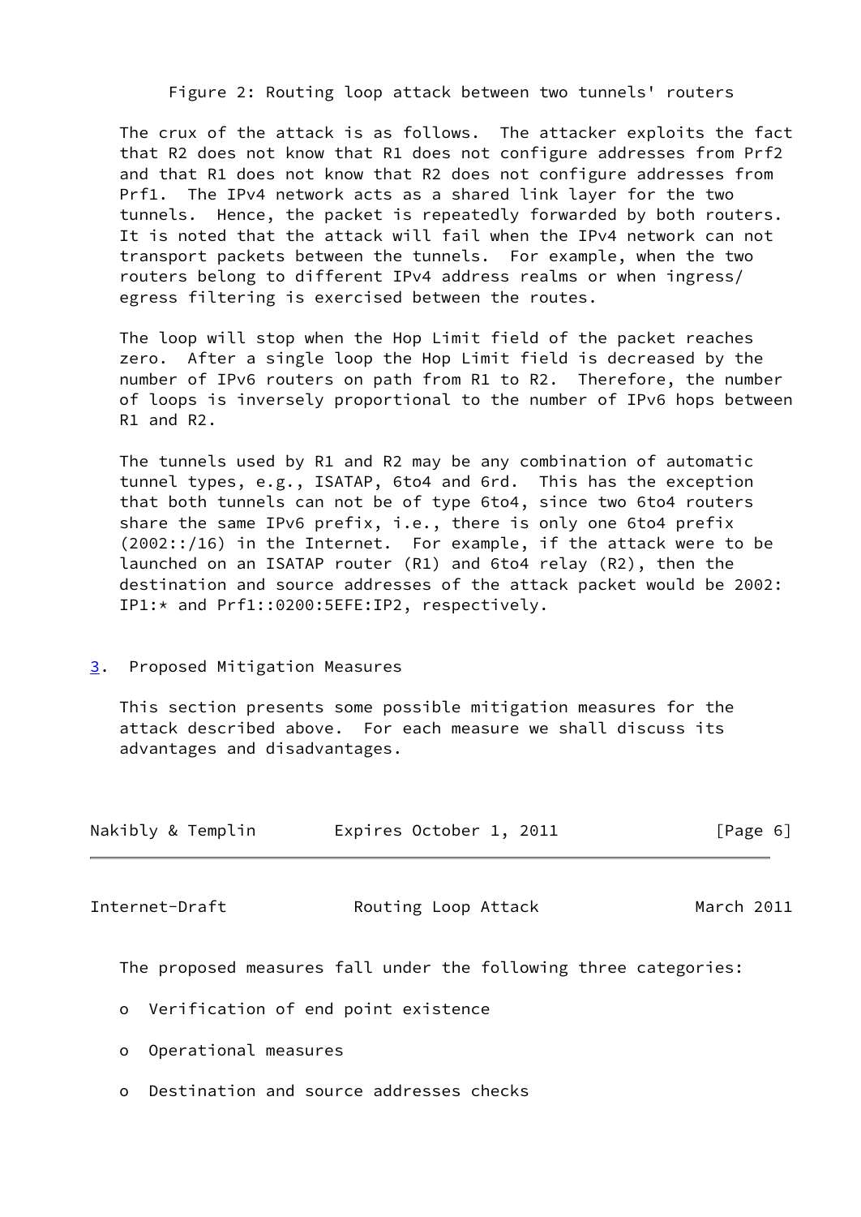Figure 2: Routing loop attack between two tunnels' routers

The crux of the attack is as follows. The attacker exploits the fact that R2 does not know that R1 does not configure addresses from Prf2 and that R1 does not know that R2 does not configure addresses from Prf1. The IPv4 network acts as a shared link layer for the two tunnels. Hence, the packet is repeatedly forwarded by both routers. It is noted that the attack will fail when the IPv4 network can not transport packets between the tunnels. For example, when the two routers belong to different IPv4 address realms or when ingress/egress filtering is exercised between the routes.

The loop will stop when the Hop Limit field of the packet reaches zero. After a single loop the Hop Limit field is decreased by the number of IPv6 routers on path from R1 to R2. Therefore, the number of loops is inversely proportional to the number of IPv6 hops between R1 and R2.

The tunnels used by R1 and R2 may be any combination of automatic tunnel types, e.g., ISATAP, 6to4 and 6rd. This has the exception that both tunnels can not be of type 6to4, since two 6to4 routers share the same IPv6 prefix, i.e., there is only one 6to4 prefix (2002::/16) in the Internet. For example, if the attack were to be launched on an ISATAP router (R1) and 6to4 relay (R2), then the destination and source addresses of the attack packet would be 2002:IP1:* and Prf1::0200:5EFE:IP2, respectively.

## 3. Proposed Mitigation Measures

This section presents some possible mitigation measures for the attack described above. For each measure we shall discuss its advantages and disadvantages.

The proposed measures fall under the following three categories:

- Verification of end point existence
- Operational measures
- Destination and source addresses checks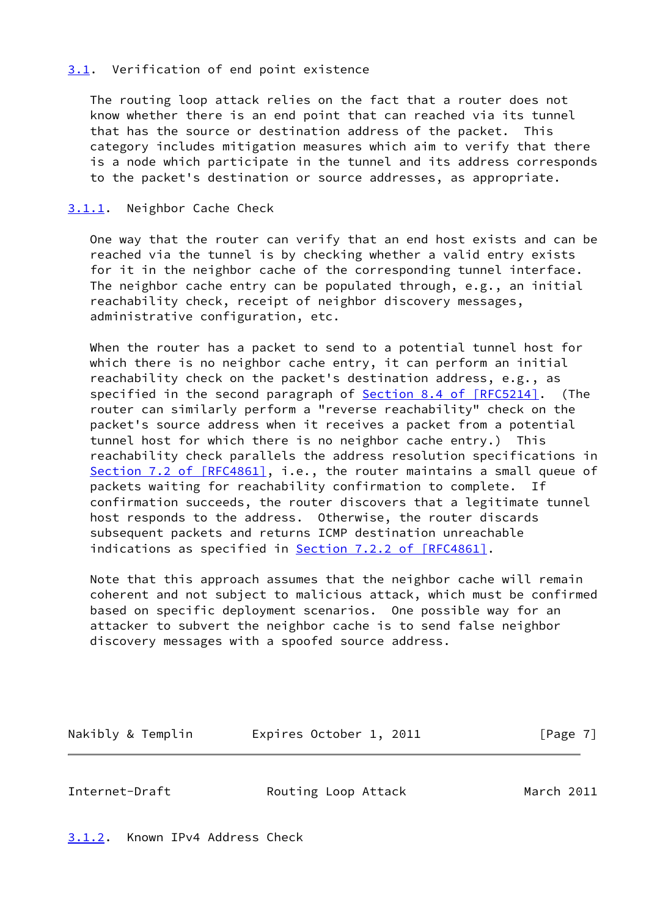### 3.1. Verification of end point existence

The routing loop attack relies on the fact that a router does not know whether there is an end point that can reached via its tunnel that has the source or destination address of the packet. This category includes mitigation measures which aim to verify that there is a node which participate in the tunnel and its address corresponds to the packet's destination or source addresses, as appropriate.

#### 3.1.1. Neighbor Cache Check

One way that the router can verify that an end host exists and can be reached via the tunnel is by checking whether a valid entry exists for it in the neighbor cache of the corresponding tunnel interface. The neighbor cache entry can be populated through, e.g., an initial reachability check, receipt of neighbor discovery messages, administrative configuration, etc.

When the router has a packet to send to a potential tunnel host for which there is no neighbor cache entry, it can perform an initial reachability check on the packet's destination address, e.g., as specified in the second paragraph of Section 8.4 of [RFC5214]. (The router can similarly perform a "reverse reachability" check on the packet's source address when it receives a packet from a potential tunnel host for which there is no neighbor cache entry.) This reachability check parallels the address resolution specifications in Section 7.2 of [RFC4861], i.e., the router maintains a small queue of packets waiting for reachability confirmation to complete. If confirmation succeeds, the router discovers that a legitimate tunnel host responds to the address. Otherwise, the router discards subsequent packets and returns ICMP destination unreachable indications as specified in Section 7.2.2 of [RFC4861].

Note that this approach assumes that the neighbor cache will remain coherent and not subject to malicious attack, which must be confirmed based on specific deployment scenarios. One possible way for an attacker to subvert the neighbor cache is to send false neighbor discovery messages with a spoofed source address.

#### 3.1.2. Known IPv4 Address Check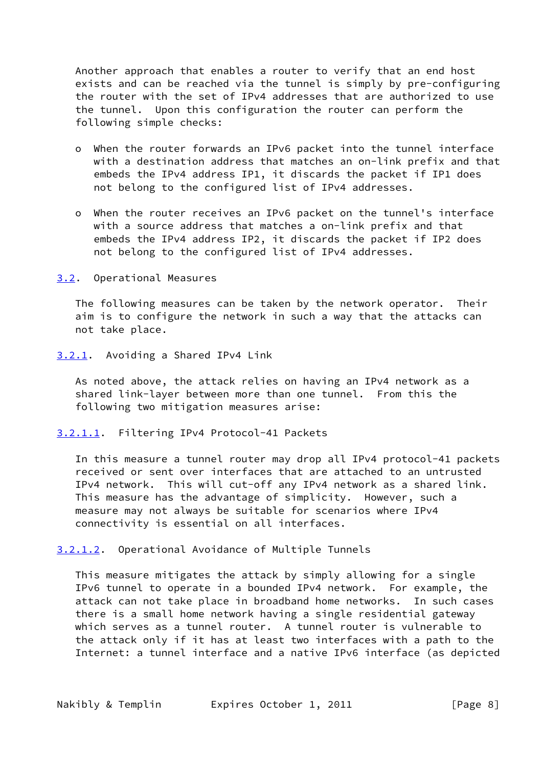Another approach that enables a router to verify that an end host exists and can be reached via the tunnel is simply by pre-configuring the router with the set of IPv4 addresses that are authorized to use the tunnel. Upon this configuration the router can perform the following simple checks:

- When the router forwards an IPv6 packet into the tunnel interface with a destination address that matches an on-link prefix and that embeds the IPv4 address IP1, it discards the packet if IP1 does not belong to the configured list of IPv4 addresses.

- When the router receives an IPv6 packet on the tunnel's interface with a source address that matches a on-link prefix and that embeds the IPv4 address IP2, it discards the packet if IP2 does not belong to the configured list of IPv4 addresses.

### 3.2. Operational Measures

The following measures can be taken by the network operator. Their aim is to configure the network in such a way that the attacks can not take place.

#### 3.2.1. Avoiding a Shared IPv4 Link

As noted above, the attack relies on having an IPv4 network as a shared link-layer between more than one tunnel. From this the following two mitigation measures arise:

##### 3.2.1.1. Filtering IPv4 Protocol-41 Packets

In this measure a tunnel router may drop all IPv4 protocol-41 packets received or sent over interfaces that are attached to an untrusted IPv4 network. This will cut-off any IPv4 network as a shared link. This measure has the advantage of simplicity. However, such a measure may not always be suitable for scenarios where IPv4 connectivity is essential on all interfaces.

##### 3.2.1.2. Operational Avoidance of Multiple Tunnels

This measure mitigates the attack by simply allowing for a single IPv6 tunnel to operate in a bounded IPv4 network. For example, the attack can not take place in broadband home networks. In such cases there is a small home network having a single residential gateway which serves as a tunnel router. A tunnel router is vulnerable to the attack only if it has at least two interfaces with a path to the Internet: a tunnel interface and a native IPv6 interface (as depicted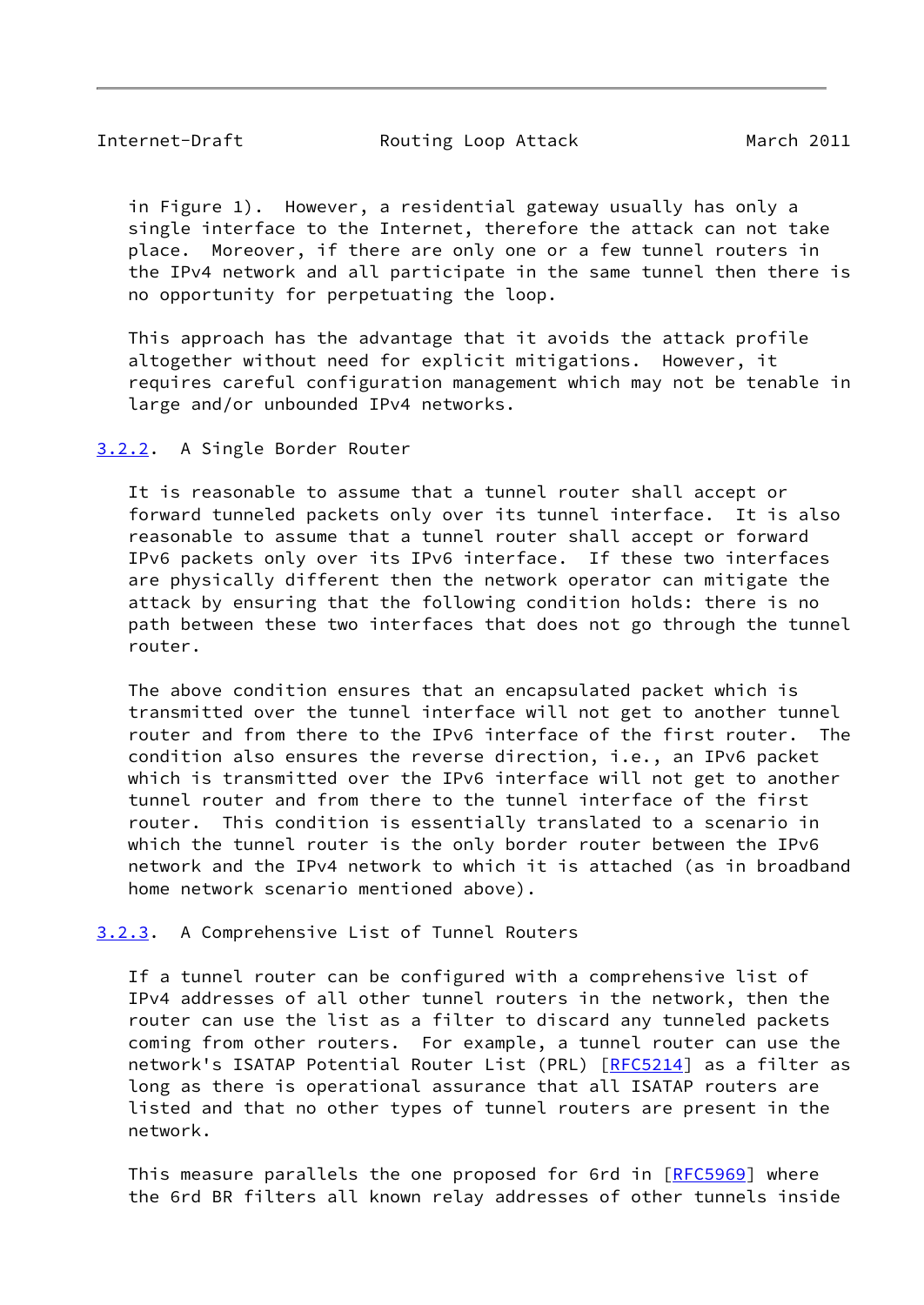in Figure 1). However, a residential gateway usually has only a single interface to the Internet, therefore the attack can not take place. Moreover, if there are only one or a few tunnel routers in the IPv4 network and all participate in the same tunnel then there is no opportunity for perpetuating the loop.

This approach has the advantage that it avoids the attack profile altogether without need for explicit mitigations. However, it requires careful configuration management which may not be tenable in large and/or unbounded IPv4 networks.

### 3.2.2. A Single Border Router

It is reasonable to assume that a tunnel router shall accept or forward tunneled packets only over its tunnel interface. It is also reasonable to assume that a tunnel router shall accept or forward IPv6 packets only over its IPv6 interface. If these two interfaces are physically different then the network operator can mitigate the attack by ensuring that the following condition holds: there is no path between these two interfaces that does not go through the tunnel router.

The above condition ensures that an encapsulated packet which is transmitted over the tunnel interface will not get to another tunnel router and from there to the IPv6 interface of the first router. The condition also ensures the reverse direction, i.e., an IPv6 packet which is transmitted over the IPv6 interface will not get to another tunnel router and from there to the tunnel interface of the first router. This condition is essentially translated to a scenario in which the tunnel router is the only border router between the IPv6 network and the IPv4 network to which it is attached (as in broadband home network scenario mentioned above).

### 3.2.3. A Comprehensive List of Tunnel Routers

If a tunnel router can be configured with a comprehensive list of IPv4 addresses of all other tunnel routers in the network, then the router can use the list as a filter to discard any tunneled packets coming from other routers. For example, a tunnel router can use the network's ISATAP Potential Router List (PRL) [RFC5214] as a filter as long as there is operational assurance that all ISATAP routers are listed and that no other types of tunnel routers are present in the network.

This measure parallels the one proposed for 6rd in [RFC5969] where the 6rd BR filters all known relay addresses of other tunnels inside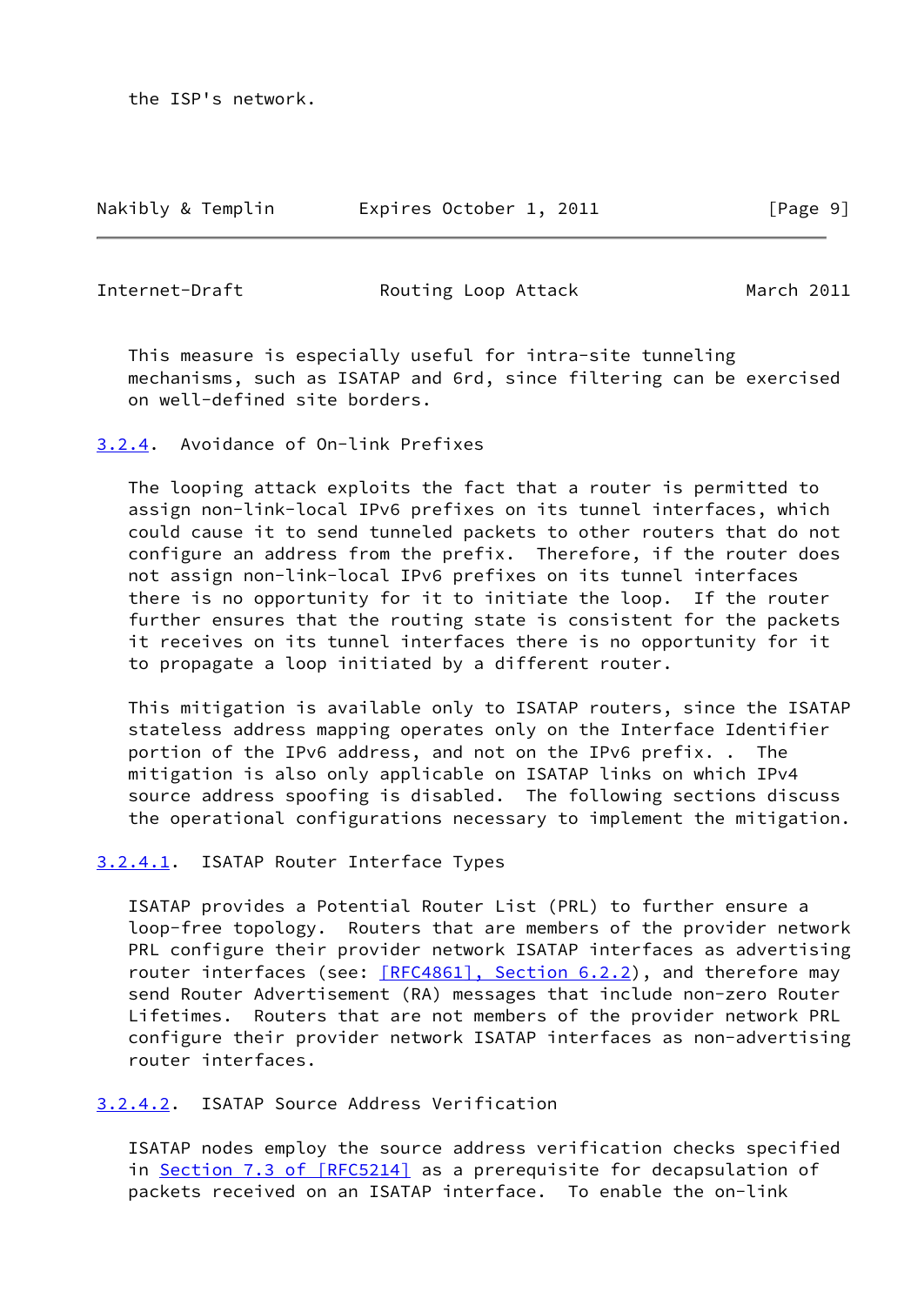the ISP's network.

This measure is especially useful for intra-site tunneling mechanisms, such as ISATAP and 6rd, since filtering can be exercised on well-defined site borders.

#### 3.2.4. Avoidance of On-link Prefixes

The looping attack exploits the fact that a router is permitted to assign non-link-local IPv6 prefixes on its tunnel interfaces, which could cause it to send tunneled packets to other routers that do not configure an address from the prefix. Therefore, if the router does not assign non-link-local IPv6 prefixes on its tunnel interfaces there is no opportunity for it to initiate the loop. If the router further ensures that the routing state is consistent for the packets it receives on its tunnel interfaces there is no opportunity for it to propagate a loop initiated by a different router.

This mitigation is available only to ISATAP routers, since the ISATAP stateless address mapping operates only on the Interface Identifier portion of the IPv6 address, and not on the IPv6 prefix. . The mitigation is also only applicable on ISATAP links on which IPv4 source address spoofing is disabled. The following sections discuss the operational configurations necessary to implement the mitigation.

##### 3.2.4.1. ISATAP Router Interface Types

ISATAP provides a Potential Router List (PRL) to further ensure a loop-free topology. Routers that are members of the provider network PRL configure their provider network ISATAP interfaces as advertising router interfaces (see: [RFC4861], Section 6.2.2), and therefore may send Router Advertisement (RA) messages that include non-zero Router Lifetimes. Routers that are not members of the provider network PRL configure their provider network ISATAP interfaces as non-advertising router interfaces.

##### 3.2.4.2. ISATAP Source Address Verification

ISATAP nodes employ the source address verification checks specified in Section 7.3 of [RFC5214] as a prerequisite for decapsulation of packets received on an ISATAP interface. To enable the on-link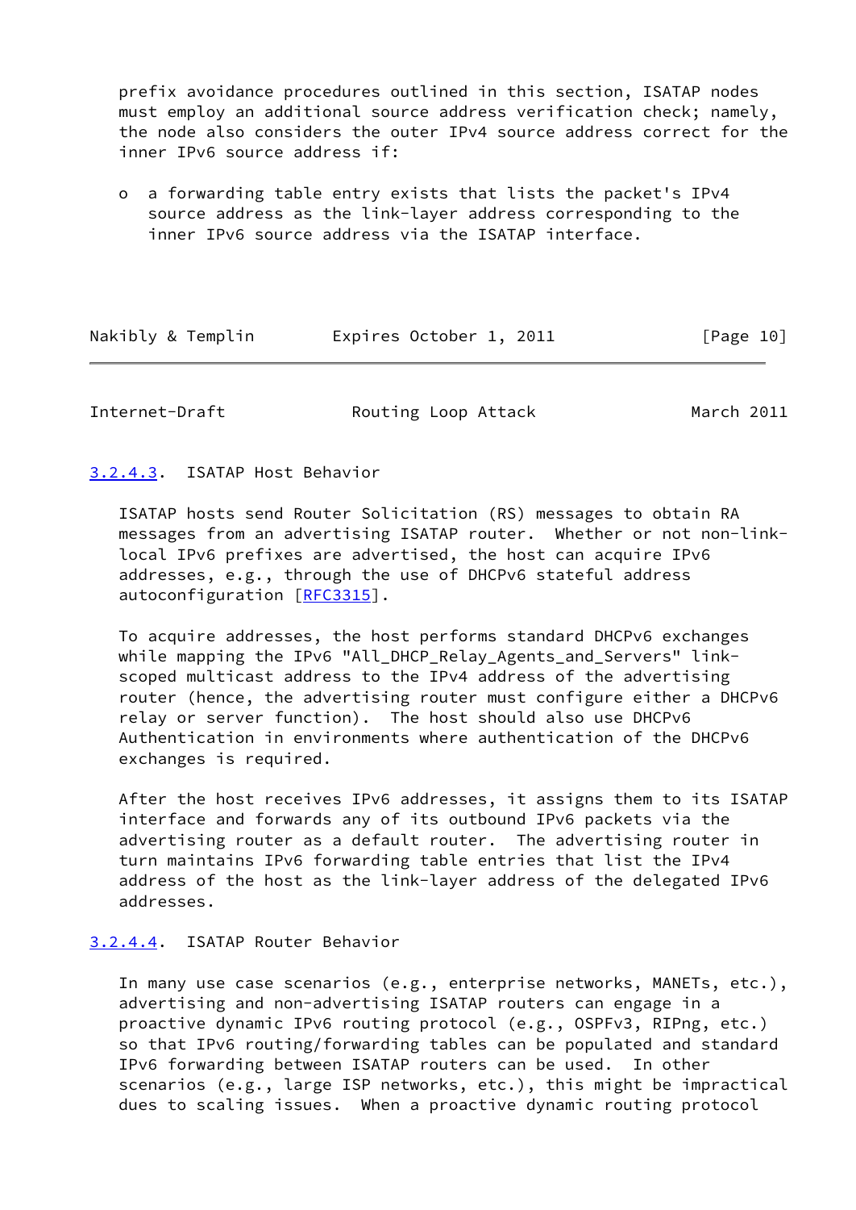prefix avoidance procedures outlined in this section, ISATAP nodes must employ an additional source address verification check; namely, the node also considers the outer IPv4 source address correct for the inner IPv6 source address if:

- a forwarding table entry exists that lists the packet's IPv4 source address as the link-layer address corresponding to the inner IPv6 source address via the ISATAP interface.

#### 3.2.4.3. ISATAP Host Behavior

ISATAP hosts send Router Solicitation (RS) messages to obtain RA messages from an advertising ISATAP router. Whether or not non-link-local IPv6 prefixes are advertised, the host can acquire IPv6 addresses, e.g., through the use of DHCPv6 stateful address autoconfiguration [RFC3315].

To acquire addresses, the host performs standard DHCPv6 exchanges while mapping the IPv6 "All_DHCP_Relay_Agents_and_Servers" link-scoped multicast address to the IPv4 address of the advertising router (hence, the advertising router must configure either a DHCPv6 relay or server function). The host should also use DHCPv6 Authentication in environments where authentication of the DHCPv6 exchanges is required.

After the host receives IPv6 addresses, it assigns them to its ISATAP interface and forwards any of its outbound IPv6 packets via the advertising router as a default router. The advertising router in turn maintains IPv6 forwarding table entries that list the IPv4 address of the host as the link-layer address of the delegated IPv6 addresses.

#### 3.2.4.4. ISATAP Router Behavior

In many use case scenarios (e.g., enterprise networks, MANETs, etc.), advertising and non-advertising ISATAP routers can engage in a proactive dynamic IPv6 routing protocol (e.g., OSPFv3, RIPng, etc.) so that IPv6 routing/forwarding tables can be populated and standard IPv6 forwarding between ISATAP routers can be used. In other scenarios (e.g., large ISP networks, etc.), this might be impractical dues to scaling issues. When a proactive dynamic routing protocol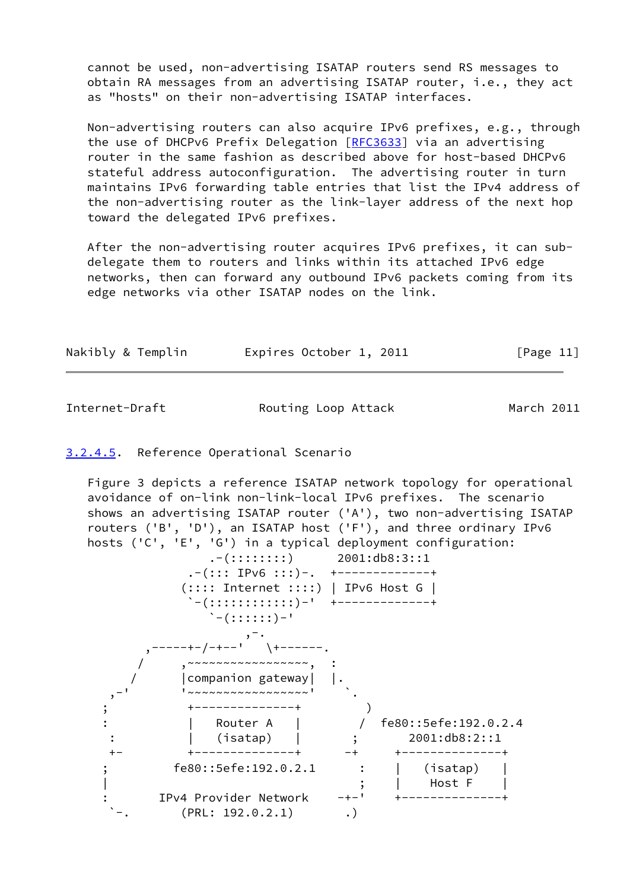cannot be used, non-advertising ISATAP routers send RS messages to obtain RA messages from an advertising ISATAP router, i.e., they act as "hosts" on their non-advertising ISATAP interfaces.

Non-advertising routers can also acquire IPv6 prefixes, e.g., through the use of DHCPv6 Prefix Delegation [RFC3633] via an advertising router in the same fashion as described above for host-based DHCPv6 stateful address autoconfiguration. The advertising router in turn maintains IPv6 forwarding table entries that list the IPv4 address of the non-advertising router as the link-layer address of the next hop toward the delegated IPv6 prefixes.

After the non-advertising router acquires IPv6 prefixes, it can sub-delegate them to routers and links within its attached IPv6 edge networks, then can forward any outbound IPv6 packets coming from its edge networks via other ISATAP nodes on the link.

#### 3.2.4.5. Reference Operational Scenario

Figure 3 depicts a reference ISATAP network topology for operational avoidance of on-link non-link-local IPv6 prefixes. The scenario shows an advertising ISATAP router ('A'), two non-advertising ISATAP routers ('B', 'D'), an ISATAP host ('F'), and three ordinary IPv6 hosts ('C', 'E', 'G') in a typical deployment configuration:

```
                   .-(::::::::)      2001:db8:3::1
                .-(::: IPv6 :::)-.  +-------------+
               (:::: Internet ::::) | IPv6 Host G |
                `-(::::::::::::)-'  +-------------+
                   `-(::::::)-'
                        ,-.
          ,-----+-/-+--'   \+------.
         /     ,~~~~~~~~~~~~~~~~,  :
        /      |companion gateway|  |.
      ,-'      '~~~~~~~~~~~~~~~~'    `.
     ;          +--------------+       )
     :          |   Router A   |      /  fe80::5efe:192.0.2.4
      :         |   (isatap)   |     ;      2001:db8:2::1
      +-        +--------------+    -+    +--------------+
     ;         fe80::5efe:192.0.2.1   :    |   (isatap)   |
     |                                ;    |    Host F    |
     :       IPv4 Provider Network  -+-'   +--------------+
      `-.       (PRL: 192.0.2.1)      .)
```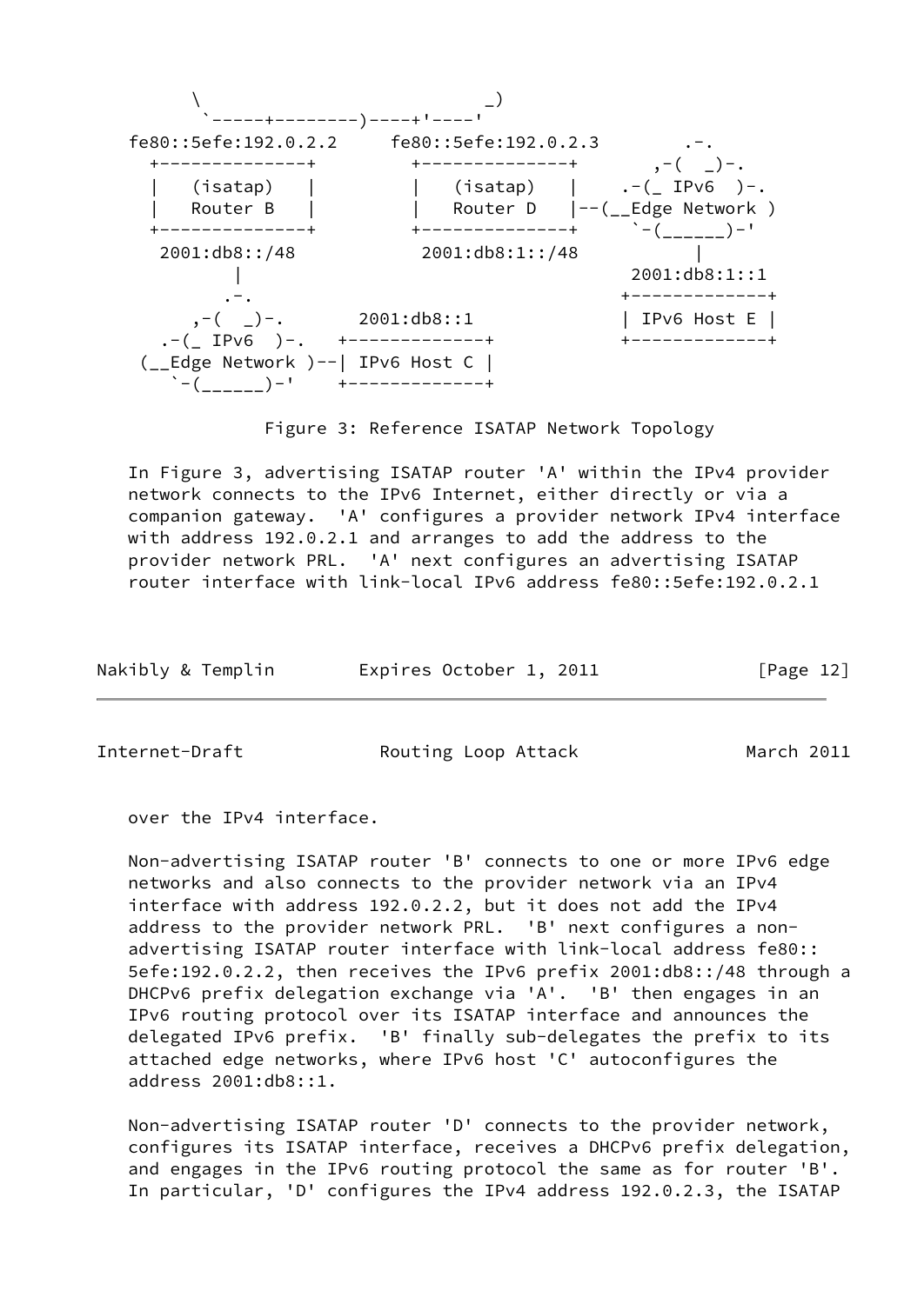```
      \                                 _)
       `-----+--------)----+'----'
  fe80::5efe:192.0.2.2     fe80::5efe:192.0.2.3        .-.
    +--------------+        +--------------+       ,-(  _)-.
    |   (isatap)   |        |   (isatap)   |    .-(_ IPv6  )-.
    |   Router B   |        |   Router D   |--(__Edge Network )
    +--------------+        +--------------+     `-(______)-'
     2001:db8::/48           2001:db8:1::/48          |
           |                                      2001:db8:1::1
          .-.                                   +-------------+
       ,-(  _)-.       2001:db8::1              | IPv6 Host E |
    .-(_ IPv6  )-.   +-------------+            +-------------+
   (__Edge Network )--| IPv6 Host C |
      `-(______)-'    +-------------+
```

Figure 3: Reference ISATAP Network Topology

In Figure 3, advertising ISATAP router 'A' within the IPv4 provider network connects to the IPv6 Internet, either directly or via a companion gateway. 'A' configures a provider network IPv4 interface with address 192.0.2.1 and arranges to add the address to the provider network PRL. 'A' next configures an advertising ISATAP router interface with link-local IPv6 address fe80::5efe:192.0.2.1 over the IPv4 interface.

Non-advertising ISATAP router 'B' connects to one or more IPv6 edge networks and also connects to the provider network via an IPv4 interface with address 192.0.2.2, but it does not add the IPv4 address to the provider network PRL. 'B' next configures a non-advertising ISATAP router interface with link-local address fe80::5efe:192.0.2.2, then receives the IPv6 prefix 2001:db8::/48 through a DHCPv6 prefix delegation exchange via 'A'. 'B' then engages in an IPv6 routing protocol over its ISATAP interface and announces the delegated IPv6 prefix. 'B' finally sub-delegates the prefix to its attached edge networks, where IPv6 host 'C' autoconfigures the address 2001:db8::1.

Non-advertising ISATAP router 'D' connects to the provider network, configures its ISATAP interface, receives a DHCPv6 prefix delegation, and engages in the IPv6 routing protocol the same as for router 'B'. In particular, 'D' configures the IPv4 address 192.0.2.3, the ISATAP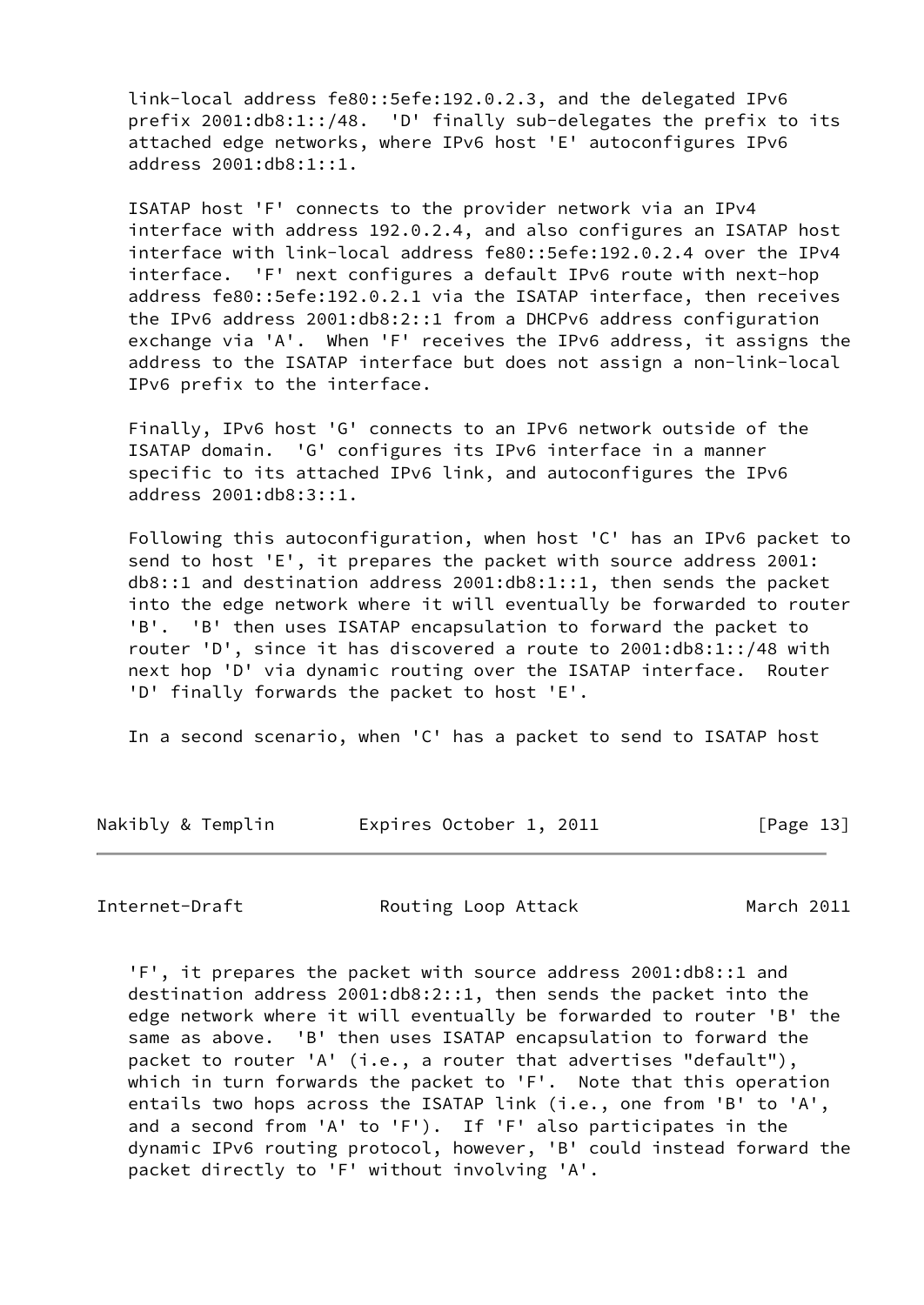link-local address fe80::5efe:192.0.2.3, and the delegated IPv6 prefix 2001:db8:1::/48. 'D' finally sub-delegates the prefix to its attached edge networks, where IPv6 host 'E' autoconfigures IPv6 address 2001:db8:1::1.

ISATAP host 'F' connects to the provider network via an IPv4 interface with address 192.0.2.4, and also configures an ISATAP host interface with link-local address fe80::5efe:192.0.2.4 over the IPv4 interface. 'F' next configures a default IPv6 route with next-hop address fe80::5efe:192.0.2.1 via the ISATAP interface, then receives the IPv6 address 2001:db8:2::1 from a DHCPv6 address configuration exchange via 'A'. When 'F' receives the IPv6 address, it assigns the address to the ISATAP interface but does not assign a non-link-local IPv6 prefix to the interface.

Finally, IPv6 host 'G' connects to an IPv6 network outside of the ISATAP domain. 'G' configures its IPv6 interface in a manner specific to its attached IPv6 link, and autoconfigures the IPv6 address 2001:db8:3::1.

Following this autoconfiguration, when host 'C' has an IPv6 packet to send to host 'E', it prepares the packet with source address 2001:db8::1 and destination address 2001:db8:1::1, then sends the packet into the edge network where it will eventually be forwarded to router 'B'. 'B' then uses ISATAP encapsulation to forward the packet to router 'D', since it has discovered a route to 2001:db8:1::/48 with next hop 'D' via dynamic routing over the ISATAP interface. Router 'D' finally forwards the packet to host 'E'.

In a second scenario, when 'C' has a packet to send to ISATAP host 'F', it prepares the packet with source address 2001:db8::1 and destination address 2001:db8:2::1, then sends the packet into the edge network where it will eventually be forwarded to router 'B' the same as above. 'B' then uses ISATAP encapsulation to forward the packet to router 'A' (i.e., a router that advertises "default"), which in turn forwards the packet to 'F'. Note that this operation entails two hops across the ISATAP link (i.e., one from 'B' to 'A', and a second from 'A' to 'F'). If 'F' also participates in the dynamic IPv6 routing protocol, however, 'B' could instead forward the packet directly to 'F' without involving 'A'.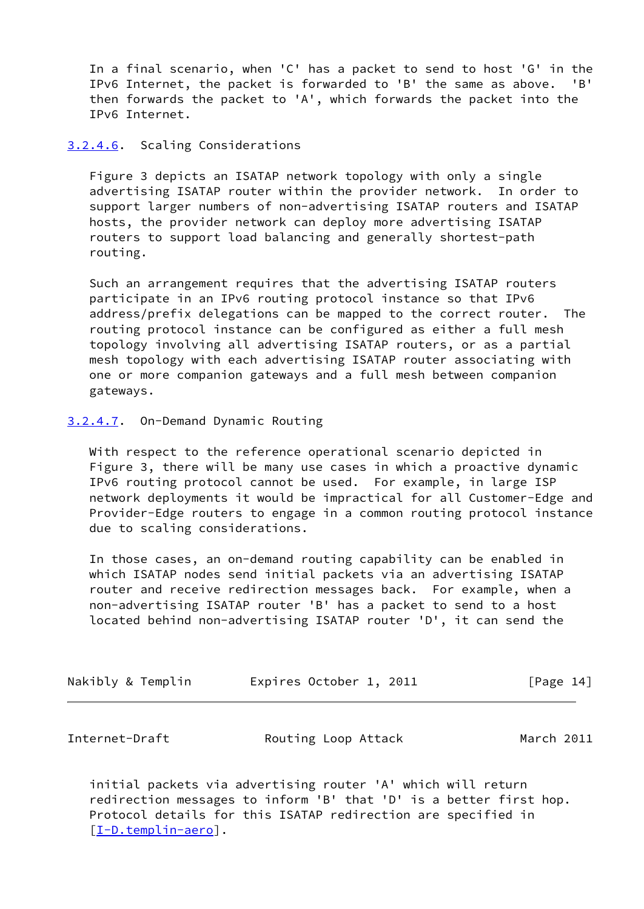In a final scenario, when 'C' has a packet to send to host 'G' in the IPv6 Internet, the packet is forwarded to 'B' the same as above. 'B' then forwards the packet to 'A', which forwards the packet into the IPv6 Internet.

#### 3.2.4.6. Scaling Considerations

Figure 3 depicts an ISATAP network topology with only a single advertising ISATAP router within the provider network. In order to support larger numbers of non-advertising ISATAP routers and ISATAP hosts, the provider network can deploy more advertising ISATAP routers to support load balancing and generally shortest-path routing.

Such an arrangement requires that the advertising ISATAP routers participate in an IPv6 routing protocol instance so that IPv6 address/prefix delegations can be mapped to the correct router. The routing protocol instance can be configured as either a full mesh topology involving all advertising ISATAP routers, or as a partial mesh topology with each advertising ISATAP router associating with one or more companion gateways and a full mesh between companion gateways.

#### 3.2.4.7. On-Demand Dynamic Routing

With respect to the reference operational scenario depicted in Figure 3, there will be many use cases in which a proactive dynamic IPv6 routing protocol cannot be used. For example, in large ISP network deployments it would be impractical for all Customer-Edge and Provider-Edge routers to engage in a common routing protocol instance due to scaling considerations.

In those cases, an on-demand routing capability can be enabled in which ISATAP nodes send initial packets via an advertising ISATAP router and receive redirection messages back. For example, when a non-advertising ISATAP router 'B' has a packet to send to a host located behind non-advertising ISATAP router 'D', it can send the initial packets via advertising router 'A' which will return redirection messages to inform 'B' that 'D' is a better first hop. Protocol details for this ISATAP redirection are specified in [I-D.templin-aero].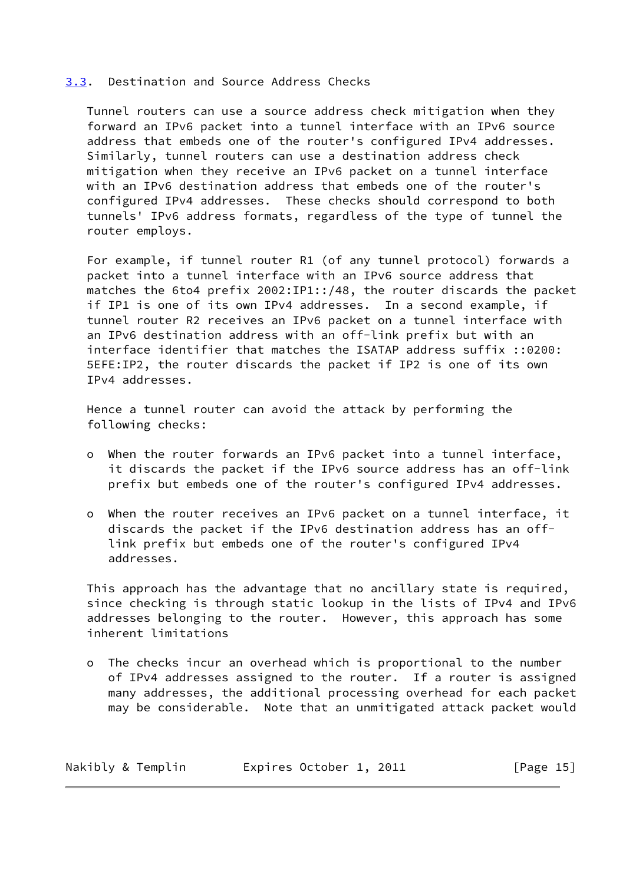### 3.3. Destination and Source Address Checks

Tunnel routers can use a source address check mitigation when they forward an IPv6 packet into a tunnel interface with an IPv6 source address that embeds one of the router's configured IPv4 addresses. Similarly, tunnel routers can use a destination address check mitigation when they receive an IPv6 packet on a tunnel interface with an IPv6 destination address that embeds one of the router's configured IPv4 addresses. These checks should correspond to both tunnels' IPv6 address formats, regardless of the type of tunnel the router employs.

For example, if tunnel router R1 (of any tunnel protocol) forwards a packet into a tunnel interface with an IPv6 source address that matches the 6to4 prefix 2002:IP1::/48, the router discards the packet if IP1 is one of its own IPv4 addresses. In a second example, if tunnel router R2 receives an IPv6 packet on a tunnel interface with an IPv6 destination address with an off-link prefix but with an interface identifier that matches the ISATAP address suffix ::0200:5EFE:IP2, the router discards the packet if IP2 is one of its own IPv4 addresses.

Hence a tunnel router can avoid the attack by performing the following checks:

- When the router forwards an IPv6 packet into a tunnel interface, it discards the packet if the IPv6 source address has an off-link prefix but embeds one of the router's configured IPv4 addresses.

- When the router receives an IPv6 packet on a tunnel interface, it discards the packet if the IPv6 destination address has an off-link prefix but embeds one of the router's configured IPv4 addresses.

This approach has the advantage that no ancillary state is required, since checking is through static lookup in the lists of IPv4 and IPv6 addresses belonging to the router. However, this approach has some inherent limitations

- The checks incur an overhead which is proportional to the number of IPv4 addresses assigned to the router. If a router is assigned many addresses, the additional processing overhead for each packet may be considerable. Note that an unmitigated attack packet would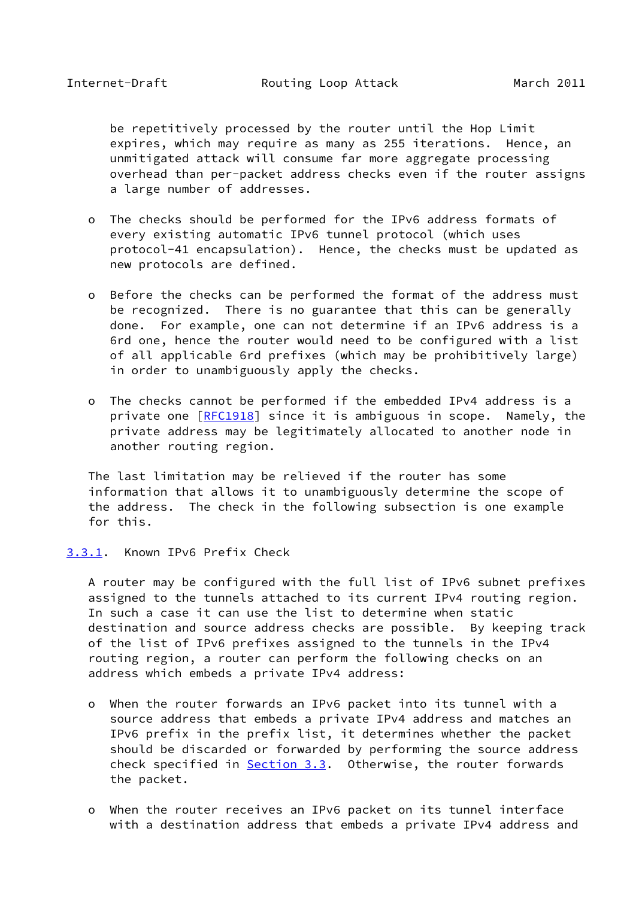be repetitively processed by the router until the Hop Limit expires, which may require as many as 255 iterations. Hence, an unmitigated attack will consume far more aggregate processing overhead than per-packet address checks even if the router assigns a large number of addresses.

- The checks should be performed for the IPv6 address formats of every existing automatic IPv6 tunnel protocol (which uses protocol-41 encapsulation). Hence, the checks must be updated as new protocols are defined.

- Before the checks can be performed the format of the address must be recognized. There is no guarantee that this can be generally done. For example, one can not determine if an IPv6 address is a 6rd one, hence the router would need to be configured with a list of all applicable 6rd prefixes (which may be prohibitively large) in order to unambiguously apply the checks.

- The checks cannot be performed if the embedded IPv4 address is a private one [RFC1918] since it is ambiguous in scope. Namely, the private address may be legitimately allocated to another node in another routing region.

The last limitation may be relieved if the router has some information that allows it to unambiguously determine the scope of the address. The check in the following subsection is one example for this.

### 3.3.1. Known IPv6 Prefix Check

A router may be configured with the full list of IPv6 subnet prefixes assigned to the tunnels attached to its current IPv4 routing region. In such a case it can use the list to determine when static destination and source address checks are possible. By keeping track of the list of IPv6 prefixes assigned to the tunnels in the IPv4 routing region, a router can perform the following checks on an address which embeds a private IPv4 address:

- When the router forwards an IPv6 packet into its tunnel with a source address that embeds a private IPv4 address and matches an IPv6 prefix in the prefix list, it determines whether the packet should be discarded or forwarded by performing the source address check specified in Section 3.3. Otherwise, the router forwards the packet.

- When the router receives an IPv6 packet on its tunnel interface with a destination address that embeds a private IPv4 address and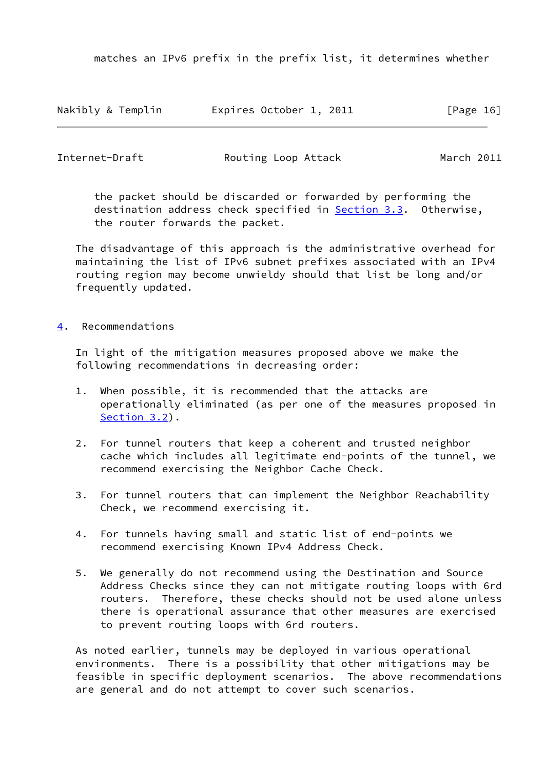matches an IPv6 prefix in the prefix list, it determines whether the packet should be discarded or forwarded by performing the destination address check specified in Section 3.3. Otherwise, the router forwards the packet.

The disadvantage of this approach is the administrative overhead for maintaining the list of IPv6 subnet prefixes associated with an IPv4 routing region may become unwieldy should that list be long and/or frequently updated.

## 4. Recommendations

In light of the mitigation measures proposed above we make the following recommendations in decreasing order:

1. When possible, it is recommended that the attacks are operationally eliminated (as per one of the measures proposed in Section 3.2).

2. For tunnel routers that keep a coherent and trusted neighbor cache which includes all legitimate end-points of the tunnel, we recommend exercising the Neighbor Cache Check.

3. For tunnel routers that can implement the Neighbor Reachability Check, we recommend exercising it.

4. For tunnels having small and static list of end-points we recommend exercising Known IPv4 Address Check.

5. We generally do not recommend using the Destination and Source Address Checks since they can not mitigate routing loops with 6rd routers. Therefore, these checks should not be used alone unless there is operational assurance that other measures are exercised to prevent routing loops with 6rd routers.

As noted earlier, tunnels may be deployed in various operational environments. There is a possibility that other mitigations may be feasible in specific deployment scenarios. The above recommendations are general and do not attempt to cover such scenarios.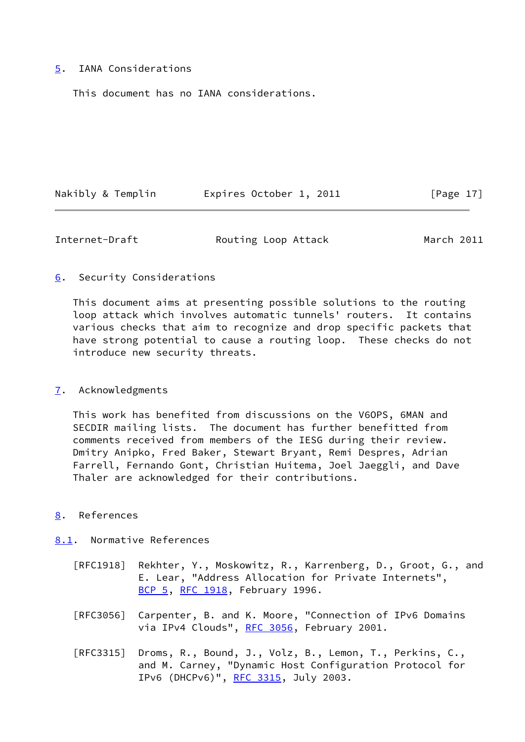## 5. IANA Considerations

This document has no IANA considerations.

## 6. Security Considerations

This document aims at presenting possible solutions to the routing loop attack which involves automatic tunnels' routers. It contains various checks that aim to recognize and drop specific packets that have strong potential to cause a routing loop. These checks do not introduce new security threats.

## 7. Acknowledgments

This work has benefited from discussions on the V6OPS, 6MAN and SECDIR mailing lists. The document has further benefitted from comments received from members of the IESG during their review. Dmitry Anipko, Fred Baker, Stewart Bryant, Remi Despres, Adrian Farrell, Fernando Gont, Christian Huitema, Joel Jaeggli, and Dave Thaler are acknowledged for their contributions.

## 8. References

### 8.1. Normative References

[RFC1918] Rekhter, Y., Moskowitz, R., Karrenberg, D., Groot, G., and E. Lear, "Address Allocation for Private Internets", BCP 5, RFC 1918, February 1996.

[RFC3056] Carpenter, B. and K. Moore, "Connection of IPv6 Domains via IPv4 Clouds", RFC 3056, February 2001.

[RFC3315] Droms, R., Bound, J., Volz, B., Lemon, T., Perkins, C., and M. Carney, "Dynamic Host Configuration Protocol for IPv6 (DHCPv6)", RFC 3315, July 2003.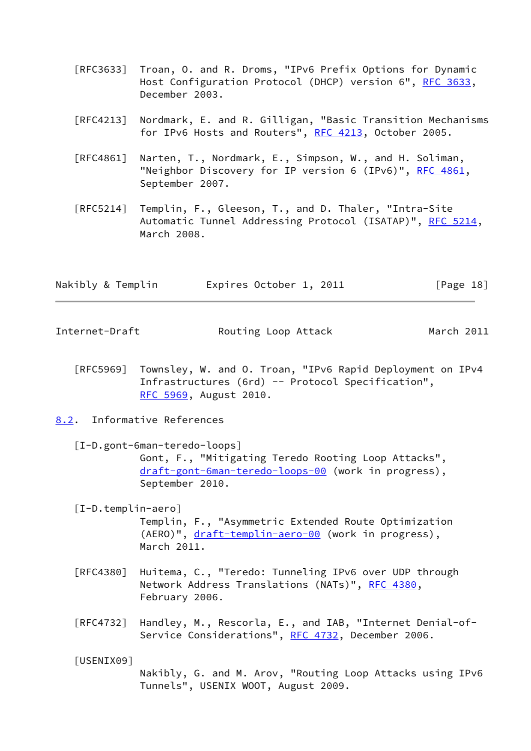[RFC3633] Troan, O. and R. Droms, "IPv6 Prefix Options for Dynamic Host Configuration Protocol (DHCP) version 6", RFC 3633, December 2003.

[RFC4213] Nordmark, E. and R. Gilligan, "Basic Transition Mechanisms for IPv6 Hosts and Routers", RFC 4213, October 2005.

[RFC4861] Narten, T., Nordmark, E., Simpson, W., and H. Soliman, "Neighbor Discovery for IP version 6 (IPv6)", RFC 4861, September 2007.

[RFC5214] Templin, F., Gleeson, T., and D. Thaler, "Intra-Site Automatic Tunnel Addressing Protocol (ISATAP)", RFC 5214, March 2008.

[RFC5969] Townsley, W. and O. Troan, "IPv6 Rapid Deployment on IPv4 Infrastructures (6rd) -- Protocol Specification", RFC 5969, August 2010.

## 8.2. Informative References

[I-D.gont-6man-teredo-loops]
Gont, F., "Mitigating Teredo Rooting Loop Attacks", draft-gont-6man-teredo-loops-00 (work in progress), September 2010.

[I-D.templin-aero]
Templin, F., "Asymmetric Extended Route Optimization (AERO)", draft-templin-aero-00 (work in progress), March 2011.

[RFC4380] Huitema, C., "Teredo: Tunneling IPv6 over UDP through Network Address Translations (NATs)", RFC 4380, February 2006.

[RFC4732] Handley, M., Rescorla, E., and IAB, "Internet Denial-of-Service Considerations", RFC 4732, December 2006.

[USENIX09]
Nakibly, G. and M. Arov, "Routing Loop Attacks using IPv6 Tunnels", USENIX WOOT, August 2009.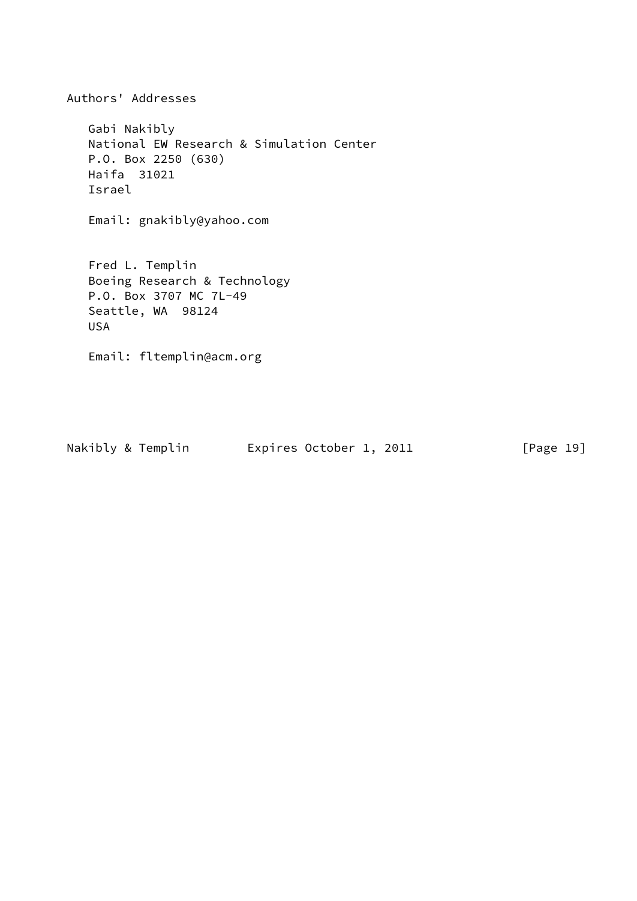## Authors' Addresses

Gabi Nakibly
National EW Research & Simulation Center
P.O. Box 2250 (630)
Haifa 31021
Israel

Email: gnakibly@yahoo.com

Fred L. Templin
Boeing Research & Technology
P.O. Box 3707 MC 7L-49
Seattle, WA 98124
USA

Email: fltemplin@acm.org